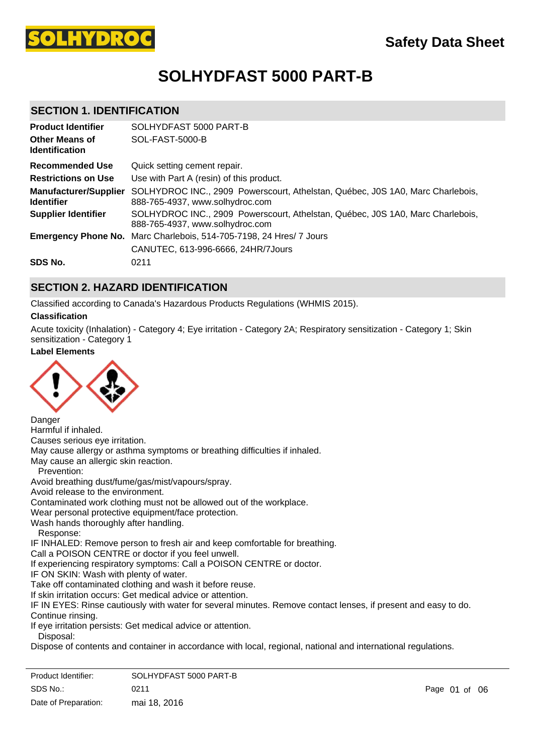SOLHYDROC

# Safety Data Sheet

# SOLHYDFAST 5000 PART-B

## SECTION 1. IDENTIFICATION

| | |
|---|---|
| **Product Identifier** | SOLHYDFAST 5000 PART-B |
| **Other Means of Identification** | SOL-FAST-5000-B |
| **Recommended Use** | Quick setting cement repair. |
| **Restrictions on Use** | Use with Part A (resin) of this product. |
| **Manufacturer/Supplier Identifier** | SOLHYDROC INC., 2909 Powerscourt, Athelstan, Québec, J0S 1A0, Marc Charlebois, 888-765-4937, www.solhydroc.com |
| **Supplier Identifier** | SOLHYDROC INC., 2909 Powerscourt, Athelstan, Québec, J0S 1A0, Marc Charlebois, 888-765-4937, www.solhydroc.com |
| **Emergency Phone No.** | Marc Charlebois, 514-705-7198, 24 Hres/ 7 Jours |
| | CANUTEC, 613-996-6666, 24HR/7Jours |
| **SDS No.** | 0211 |

## SECTION 2. HAZARD IDENTIFICATION

Classified according to Canada's Hazardous Products Regulations (WHMIS 2015).

**Classification**

Acute toxicity (Inhalation) - Category 4; Eye irritation - Category 2A; Respiratory sensitization - Category 1; Skin sensitization - Category 1

**Label Elements**

Danger
Harmful if inhaled.
Causes serious eye irritation.
May cause allergy or asthma symptoms or breathing difficulties if inhaled.
May cause an allergic skin reaction.

Prevention:
Avoid breathing dust/fume/gas/mist/vapours/spray.
Avoid release to the environment.
Contaminated work clothing must not be allowed out of the workplace.
Wear personal protective equipment/face protection.
Wash hands thoroughly after handling.

Response:
IF INHALED: Remove person to fresh air and keep comfortable for breathing.
Call a POISON CENTRE or doctor if you feel unwell.
If experiencing respiratory symptoms: Call a POISON CENTRE or doctor.
IF ON SKIN: Wash with plenty of water.
Take off contaminated clothing and wash it before reuse.
If skin irritation occurs: Get medical advice or attention.
IF IN EYES: Rinse cautiously with water for several minutes. Remove contact lenses, if present and easy to do. Continue rinsing.
If eye irritation persists: Get medical advice or attention.

Disposal:
Dispose of contents and container in accordance with local, regional, national and international regulations.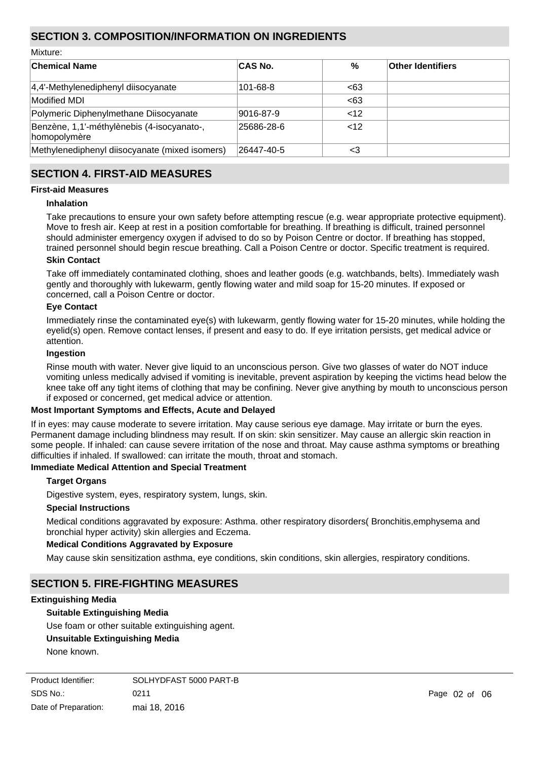## SECTION 3. COMPOSITION/INFORMATION ON INGREDIENTS

Mixture:

| Chemical Name | CAS No. | % | Other Identifiers |
|---|---|---|---|
| 4,4'-Methylenediphenyl diisocyanate | 101-68-8 | <63 | |
| Modified MDI | | <63 | |
| Polymeric Diphenylmethane Diisocyanate | 9016-87-9 | <12 | |
| Benzène, 1,1'-méthylènebis (4-isocyanato-, homopolymère | 25686-28-6 | <12 | |
| Methylenediphenyl diisocyanate (mixed isomers) | 26447-40-5 | <3 | |

## SECTION 4. FIRST-AID MEASURES

**First-aid Measures**

**Inhalation**

Take precautions to ensure your own safety before attempting rescue (e.g. wear appropriate protective equipment). Move to fresh air. Keep at rest in a position comfortable for breathing. If breathing is difficult, trained personnel should administer emergency oxygen if advised to do so by Poison Centre or doctor. If breathing has stopped, trained personnel should begin rescue breathing. Call a Poison Centre or doctor. Specific treatment is required.

**Skin Contact**

Take off immediately contaminated clothing, shoes and leather goods (e.g. watchbands, belts). Immediately wash gently and thoroughly with lukewarm, gently flowing water and mild soap for 15-20 minutes. If exposed or concerned, call a Poison Centre or doctor.

**Eye Contact**

Immediately rinse the contaminated eye(s) with lukewarm, gently flowing water for 15-20 minutes, while holding the eyelid(s) open. Remove contact lenses, if present and easy to do. If eye irritation persists, get medical advice or attention.

**Ingestion**

Rinse mouth with water. Never give liquid to an unconscious person. Give two glasses of water do NOT induce vomiting unless medically advised if vomiting is inevitable, prevent aspiration by keeping the victims head below the knee take off any tight items of clothing that may be confining. Never give anything by mouth to unconscious person if exposed or concerned, get medical advice or attention.

**Most Important Symptoms and Effects, Acute and Delayed**

If in eyes: may cause moderate to severe irritation. May cause serious eye damage. May irritate or burn the eyes. Permanent damage including blindness may result. If on skin: skin sensitizer. May cause an allergic skin reaction in some people. If inhaled: can cause severe irritation of the nose and throat. May cause asthma symptoms or breathing difficulties if inhaled. If swallowed: can irritate the mouth, throat and stomach.

**Immediate Medical Attention and Special Treatment**

**Target Organs**

Digestive system, eyes, respiratory system, lungs, skin.

**Special Instructions**

Medical conditions aggravated by exposure: Asthma. other respiratory disorders( Bronchitis,emphysema and bronchial hyper activity) skin allergies and Eczema.

**Medical Conditions Aggravated by Exposure**

May cause skin sensitization asthma, eye conditions, skin conditions, skin allergies, respiratory conditions.

## SECTION 5. FIRE-FIGHTING MEASURES

**Extinguishing Media**

**Suitable Extinguishing Media**

Use foam or other suitable extinguishing agent.

**Unsuitable Extinguishing Media**

None known.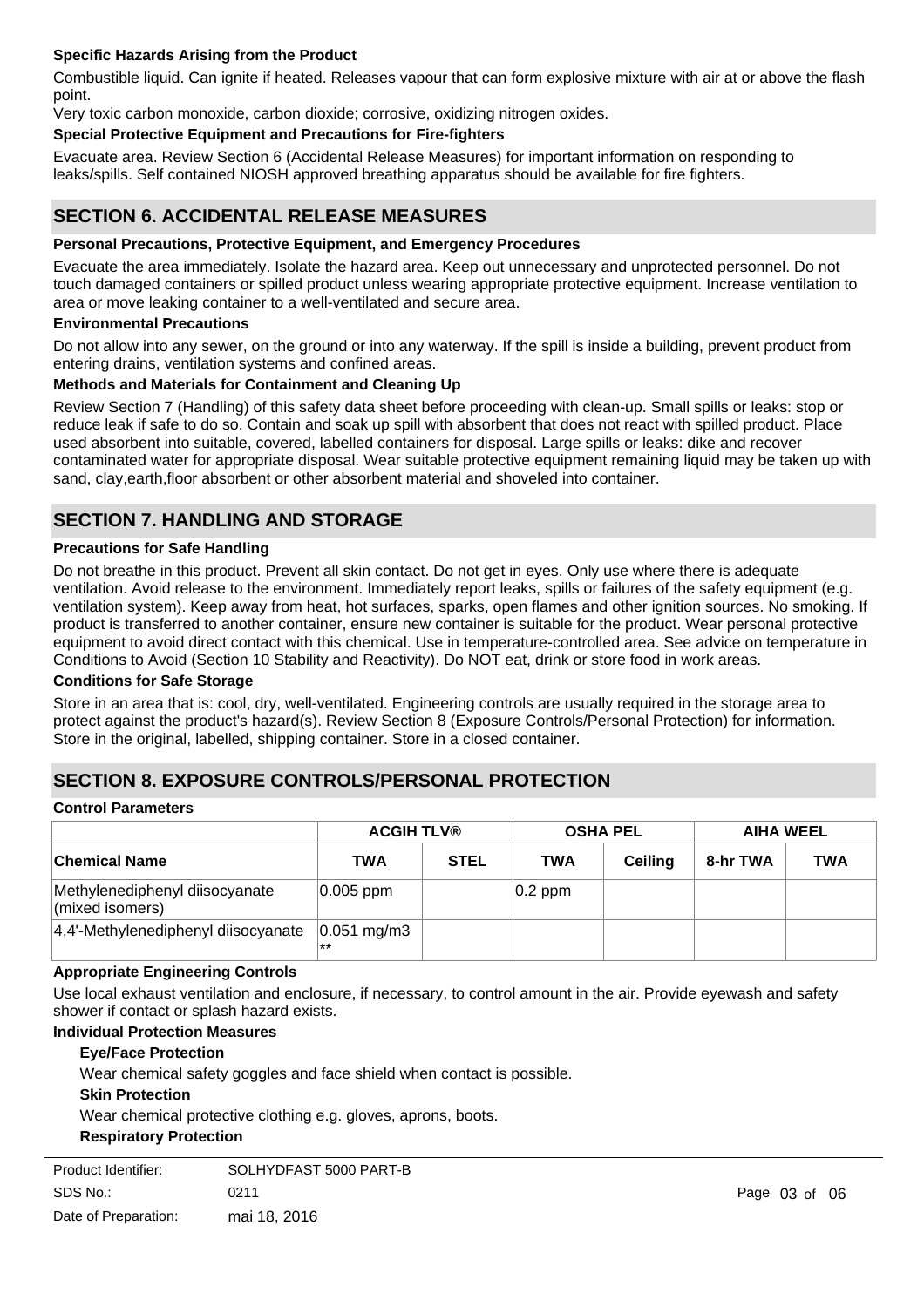**Specific Hazards Arising from the Product**

Combustible liquid. Can ignite if heated. Releases vapour that can form explosive mixture with air at or above the flash point.
Very toxic carbon monoxide, carbon dioxide; corrosive, oxidizing nitrogen oxides.

**Special Protective Equipment and Precautions for Fire-fighters**

Evacuate area. Review Section 6 (Accidental Release Measures) for important information on responding to leaks/spills. Self contained NIOSH approved breathing apparatus should be available for fire fighters.

## SECTION 6. ACCIDENTAL RELEASE MEASURES

**Personal Precautions, Protective Equipment, and Emergency Procedures**

Evacuate the area immediately. Isolate the hazard area. Keep out unnecessary and unprotected personnel. Do not touch damaged containers or spilled product unless wearing appropriate protective equipment. Increase ventilation to area or move leaking container to a well-ventilated and secure area.

**Environmental Precautions**

Do not allow into any sewer, on the ground or into any waterway. If the spill is inside a building, prevent product from entering drains, ventilation systems and confined areas.

**Methods and Materials for Containment and Cleaning Up**

Review Section 7 (Handling) of this safety data sheet before proceeding with clean-up. Small spills or leaks: stop or reduce leak if safe to do so. Contain and soak up spill with absorbent that does not react with spilled product. Place used absorbent into suitable, covered, labelled containers for disposal. Large spills or leaks: dike and recover contaminated water for appropriate disposal. Wear suitable protective equipment remaining liquid may be taken up with sand, clay,earth,floor absorbent or other absorbent material and shoveled into container.

## SECTION 7. HANDLING AND STORAGE

**Precautions for Safe Handling**

Do not breathe in this product. Prevent all skin contact. Do not get in eyes. Only use where there is adequate ventilation. Avoid release to the environment. Immediately report leaks, spills or failures of the safety equipment (e.g. ventilation system). Keep away from heat, hot surfaces, sparks, open flames and other ignition sources. No smoking. If product is transferred to another container, ensure new container is suitable for the product. Wear personal protective equipment to avoid direct contact with this chemical. Use in temperature-controlled area. See advice on temperature in Conditions to Avoid (Section 10 Stability and Reactivity). Do NOT eat, drink or store food in work areas.

**Conditions for Safe Storage**

Store in an area that is: cool, dry, well-ventilated. Engineering controls are usually required in the storage area to protect against the product's hazard(s). Review Section 8 (Exposure Controls/Personal Protection) for information. Store in the original, labelled, shipping container. Store in a closed container.

## SECTION 8. EXPOSURE CONTROLS/PERSONAL PROTECTION

**Control Parameters**

| | ACGIH TLV® | | OSHA PEL | | AIHA WEEL | |
|---|---|---|---|---|---|---|
| **Chemical Name** | **TWA** | **STEL** | **TWA** | **Ceiling** | **8-hr TWA** | **TWA** |
| Methylenediphenyl diisocyanate (mixed isomers) | 0.005 ppm | | 0.2 ppm | | | |
| 4,4'-Methylenediphenyl diisocyanate | 0.051 mg/m3 ** | | | | | |

**Appropriate Engineering Controls**

Use local exhaust ventilation and enclosure, if necessary, to control amount in the air. Provide eyewash and safety shower if contact or splash hazard exists.

**Individual Protection Measures**

**Eye/Face Protection**

Wear chemical safety goggles and face shield when contact is possible.

**Skin Protection**

Wear chemical protective clothing e.g. gloves, aprons, boots.

**Respiratory Protection**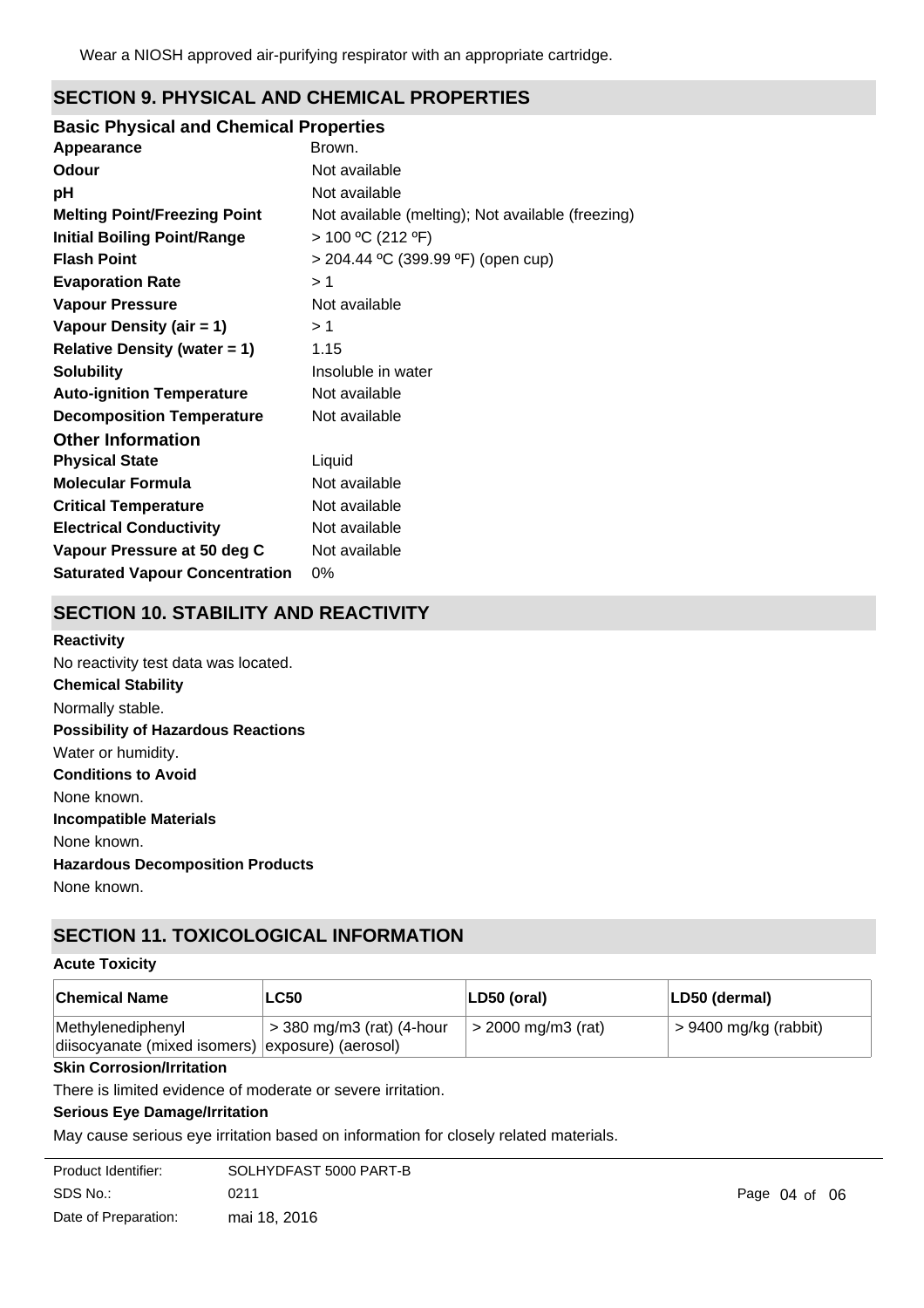Wear a NIOSH approved air-purifying respirator with an appropriate cartridge.

## SECTION 9. PHYSICAL AND CHEMICAL PROPERTIES

### Basic Physical and Chemical Properties

| | |
|---|---|
| **Appearance** | Brown. |
| **Odour** | Not available |
| **pH** | Not available |
| **Melting Point/Freezing Point** | Not available (melting); Not available (freezing) |
| **Initial Boiling Point/Range** | > 100 ºC (212 ºF) |
| **Flash Point** | > 204.44 ºC (399.99 ºF) (open cup) |
| **Evaporation Rate** | > 1 |
| **Vapour Pressure** | Not available |
| **Vapour Density (air = 1)** | > 1 |
| **Relative Density (water = 1)** | 1.15 |
| **Solubility** | Insoluble in water |
| **Auto-ignition Temperature** | Not available |
| **Decomposition Temperature** | Not available |

### Other Information

| | |
|---|---|
| **Physical State** | Liquid |
| **Molecular Formula** | Not available |
| **Critical Temperature** | Not available |
| **Electrical Conductivity** | Not available |
| **Vapour Pressure at 50 deg C** | Not available |
| **Saturated Vapour Concentration** | 0% |

## SECTION 10. STABILITY AND REACTIVITY

**Reactivity**

No reactivity test data was located.

**Chemical Stability**

Normally stable.

**Possibility of Hazardous Reactions**

Water or humidity.

**Conditions to Avoid**

None known.

**Incompatible Materials**

None known.

**Hazardous Decomposition Products**

None known.

## SECTION 11. TOXICOLOGICAL INFORMATION

**Acute Toxicity**

| Chemical Name | LC50 | LD50 (oral) | LD50 (dermal) |
|---|---|---|---|
| Methylenediphenyl diisocyanate (mixed isomers) | > 380 mg/m3 (rat) (4-hour exposure) (aerosol) | > 2000 mg/m3 (rat) | > 9400 mg/kg (rabbit) |

**Skin Corrosion/Irritation**

There is limited evidence of moderate or severe irritation.

**Serious Eye Damage/Irritation**

May cause serious eye irritation based on information for closely related materials.

| | |
|---|---|
| Product Identifier: | SOLHYDFAST 5000 PART-B |
| SDS No.: | 0211 |
| Date of Preparation: | mai 18, 2016 |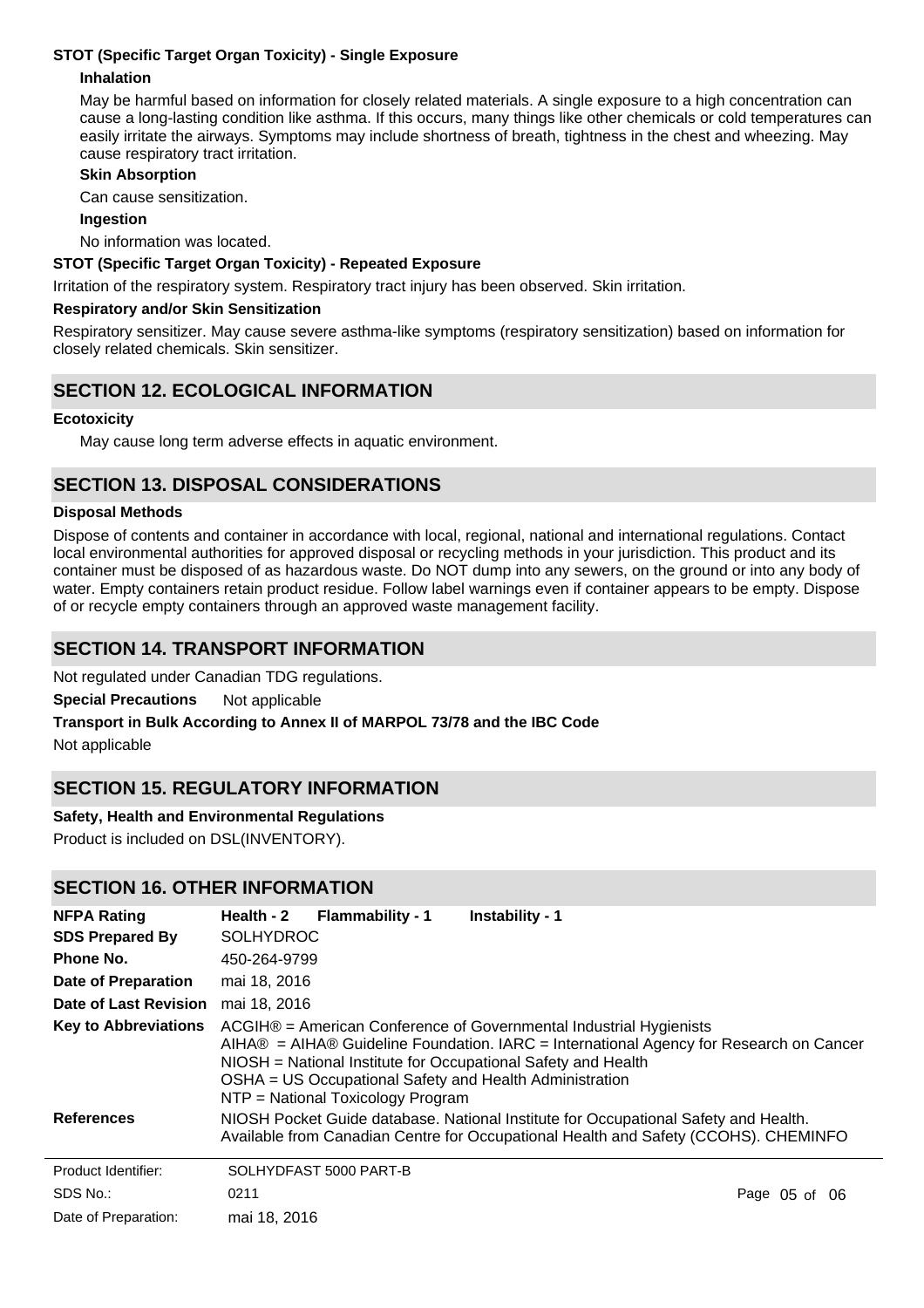**STOT (Specific Target Organ Toxicity) - Single Exposure**

**Inhalation**

May be harmful based on information for closely related materials. A single exposure to a high concentration can cause a long-lasting condition like asthma. If this occurs, many things like other chemicals or cold temperatures can easily irritate the airways. Symptoms may include shortness of breath, tightness in the chest and wheezing. May cause respiratory tract irritation.

**Skin Absorption**

Can cause sensitization.

**Ingestion**

No information was located.

**STOT (Specific Target Organ Toxicity) - Repeated Exposure**

Irritation of the respiratory system. Respiratory tract injury has been observed. Skin irritation.

**Respiratory and/or Skin Sensitization**

Respiratory sensitizer. May cause severe asthma-like symptoms (respiratory sensitization) based on information for closely related chemicals. Skin sensitizer.

## SECTION 12. ECOLOGICAL INFORMATION

**Ecotoxicity**

May cause long term adverse effects in aquatic environment.

## SECTION 13. DISPOSAL CONSIDERATIONS

**Disposal Methods**

Dispose of contents and container in accordance with local, regional, national and international regulations. Contact local environmental authorities for approved disposal or recycling methods in your jurisdiction. This product and its container must be disposed of as hazardous waste. Do NOT dump into any sewers, on the ground or into any body of water. Empty containers retain product residue. Follow label warnings even if container appears to be empty. Dispose of or recycle empty containers through an approved waste management facility.

## SECTION 14. TRANSPORT INFORMATION

Not regulated under Canadian TDG regulations.

**Special Precautions** Not applicable

**Transport in Bulk According to Annex II of MARPOL 73/78 and the IBC Code**

Not applicable

## SECTION 15. REGULATORY INFORMATION

**Safety, Health and Environmental Regulations**

Product is included on DSL(INVENTORY).

## SECTION 16. OTHER INFORMATION

**NFPA Rating** **Health - 2** **Flammability - 1** **Instability - 1**

**SDS Prepared By** SOLHYDROC

**Phone No.** 450-264-9799

**Date of Preparation** mai 18, 2016

**Date of Last Revision** mai 18, 2016

**Key to Abbreviations** ACGIH® = American Conference of Governmental Industrial Hygienists
AIHA® = AIHA® Guideline Foundation. IARC = International Agency for Research on Cancer
NIOSH = National Institute for Occupational Safety and Health
OSHA = US Occupational Safety and Health Administration
NTP = National Toxicology Program

**References** NIOSH Pocket Guide database. National Institute for Occupational Safety and Health. Available from Canadian Centre for Occupational Health and Safety (CCOHS). CHEMINFO

Product Identifier: SOLHYDFAST 5000 PART-B
SDS No.: 0211
Date of Preparation: mai 18, 2016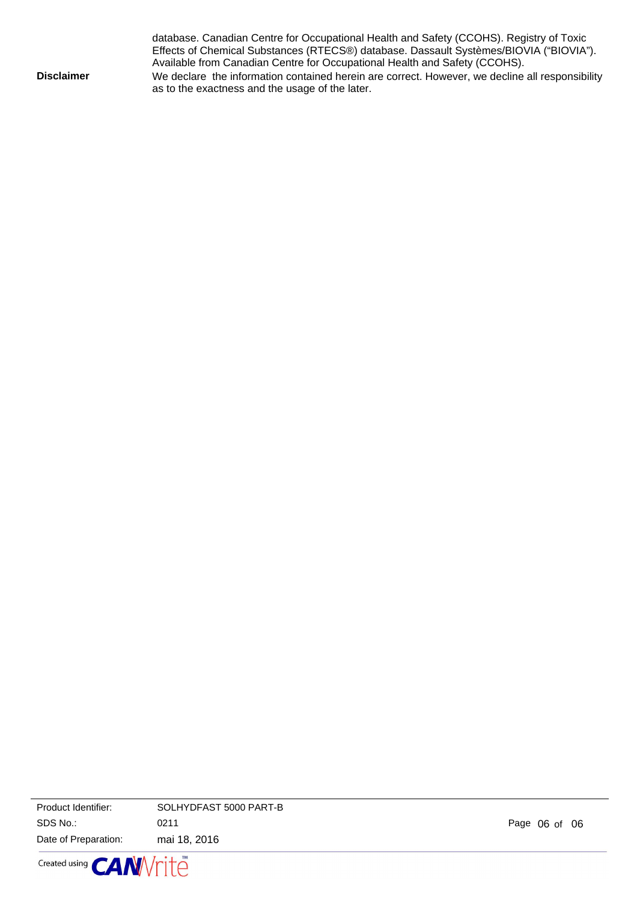database. Canadian Centre for Occupational Health and Safety (CCOHS). Registry of Toxic Effects of Chemical Substances (RTECS®) database. Dassault Systèmes/BIOVIA ("BIOVIA"). Available from Canadian Centre for Occupational Health and Safety (CCOHS).

**Disclaimer**

We declare the information contained herein are correct. However, we decline all responsibility as to the exactness and the usage of the later.